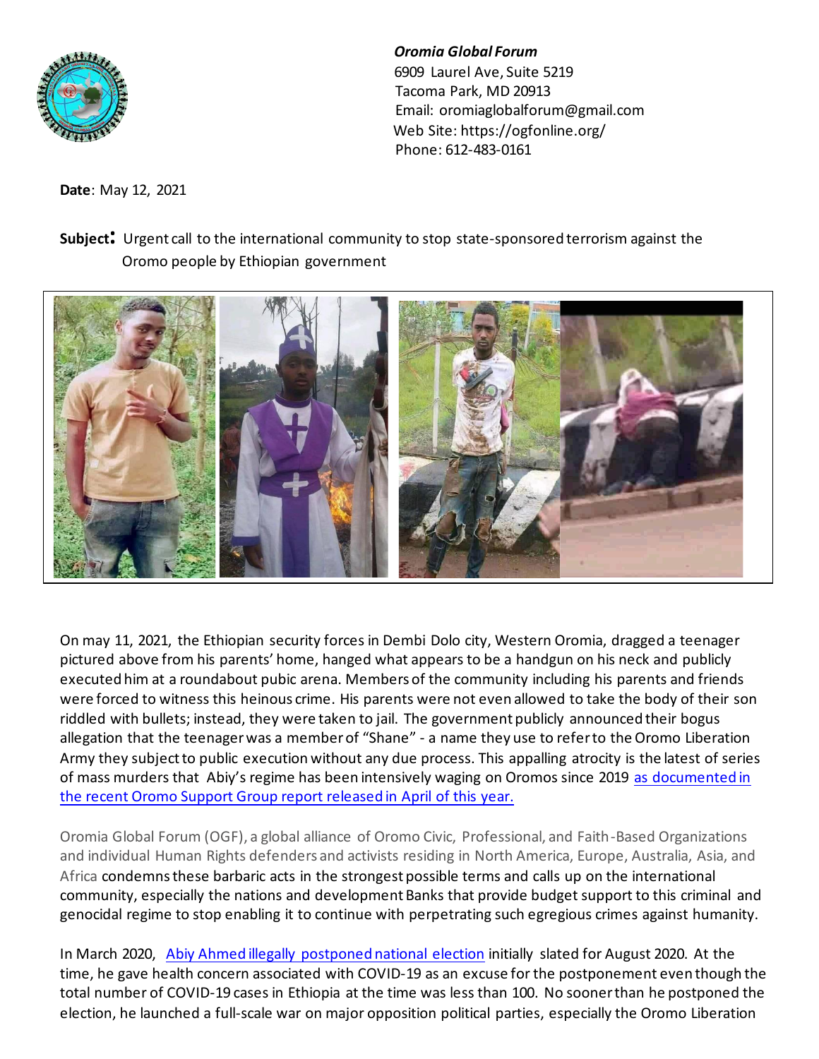***Oromia Global Forum***
6909 Laurel Ave, Suite 5219
Tacoma Park, MD 20913
Email: oromiaglobalforum@gmail.com
Web Site: https://ogfonline.org/
Phone: 612-483-0161

**Date**: May 12, 2021

**Subject:** Urgent call to the international community to stop state-sponsored terrorism against the Oromo people by Ethiopian government

On may 11, 2021, the Ethiopian security forces in Dembi Dolo city, Western Oromia, dragged a teenager pictured above from his parents' home, hanged what appears to be a handgun on his neck and publicly executed him at a roundabout pubic arena. Members of the community including his parents and friends were forced to witness this heinous crime. His parents were not even allowed to take the body of their son riddled with bullets; instead, they were taken to jail. The government publicly announced their bogus allegation that the teenager was a member of "Shane" - a name they use to refer to the Oromo Liberation Army they subject to public execution without any due process. This appalling atrocity is the latest of series of mass murders that Abiy's regime has been intensively waging on Oromos since 2019 as documented in the recent Oromo Support Group report released in April of this year.

Oromia Global Forum (OGF), a global alliance of Oromo Civic, Professional, and Faith-Based Organizations and individual Human Rights defenders and activists residing in North America, Europe, Australia, Asia, and Africa condemns these barbaric acts in the strongest possible terms and calls up on the international community, especially the nations and development Banks that provide budget support to this criminal and genocidal regime to stop enabling it to continue with perpetrating such egregious crimes against humanity.

In March 2020, Abiy Ahmed illegally postponed national election initially slated for August 2020. At the time, he gave health concern associated with COVID-19 as an excuse for the postponement even though the total number of COVID-19 cases in Ethiopia at the time was less than 100. No sooner than he postponed the election, he launched a full-scale war on major opposition political parties, especially the Oromo Liberation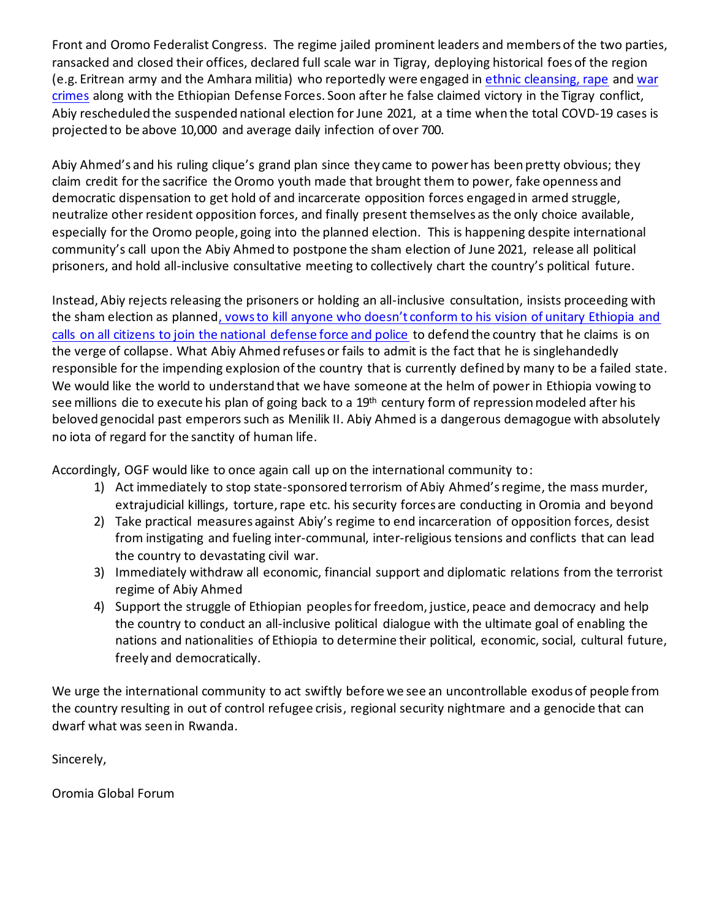Front and Oromo Federalist Congress. The regime jailed prominent leaders and members of the two parties, ransacked and closed their offices, declared full scale war in Tigray, deploying historical foes of the region (e.g. Eritrean army and the Amhara militia) who reportedly were engaged in ethnic cleansing, rape and war crimes along with the Ethiopian Defense Forces. Soon after he false claimed victory in the Tigray conflict, Abiy rescheduled the suspended national election for June 2021, at a time when the total COVD-19 cases is projected to be above 10,000 and average daily infection of over 700.

Abiy Ahmed's and his ruling clique's grand plan since they came to power has been pretty obvious; they claim credit for the sacrifice the Oromo youth made that brought them to power, fake openness and democratic dispensation to get hold of and incarcerate opposition forces engaged in armed struggle, neutralize other resident opposition forces, and finally present themselves as the only choice available, especially for the Oromo people, going into the planned election. This is happening despite international community's call upon the Abiy Ahmed to postpone the sham election of June 2021, release all political prisoners, and hold all-inclusive consultative meeting to collectively chart the country's political future.

Instead, Abiy rejects releasing the prisoners or holding an all-inclusive consultation, insists proceeding with the sham election as planned, vows to kill anyone who doesn't conform to his vision of unitary Ethiopia and calls on all citizens to join the national defense force and police to defend the country that he claims is on the verge of collapse. What Abiy Ahmed refuses or fails to admit is the fact that he is singlehandedly responsible for the impending explosion of the country that is currently defined by many to be a failed state. We would like the world to understand that we have someone at the helm of power in Ethiopia vowing to see millions die to execute his plan of going back to a 19th century form of repression modeled after his beloved genocidal past emperors such as Menilik II. Abiy Ahmed is a dangerous demagogue with absolutely no iota of regard for the sanctity of human life.

Accordingly, OGF would like to once again call up on the international community to:

1) Act immediately to stop state-sponsored terrorism of Abiy Ahmed's regime, the mass murder, extrajudicial killings, torture, rape etc. his security forces are conducting in Oromia and beyond
2) Take practical measures against Abiy's regime to end incarceration of opposition forces, desist from instigating and fueling inter-communal, inter-religious tensions and conflicts that can lead the country to devastating civil war.
3) Immediately withdraw all economic, financial support and diplomatic relations from the terrorist regime of Abiy Ahmed
4) Support the struggle of Ethiopian peoples for freedom, justice, peace and democracy and help the country to conduct an all-inclusive political dialogue with the ultimate goal of enabling the nations and nationalities of Ethiopia to determine their political, economic, social, cultural future, freely and democratically.

We urge the international community to act swiftly before we see an uncontrollable exodus of people from the country resulting in out of control refugee crisis, regional security nightmare and a genocide that can dwarf what was seen in Rwanda.

Sincerely,

Oromia Global Forum